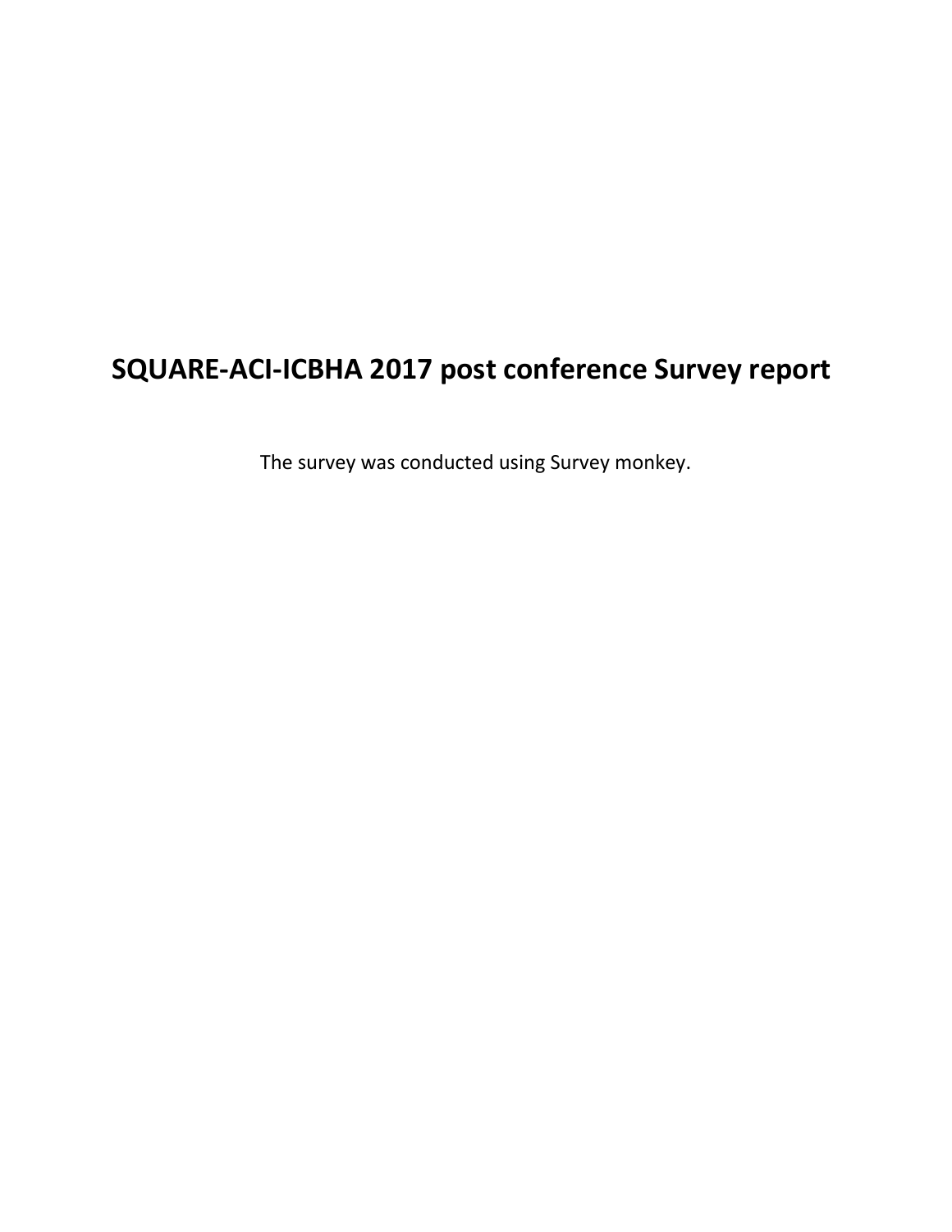# SQUARE-ACI-ICBHA 2017 post conference Survey report

The survey was conducted using Survey monkey.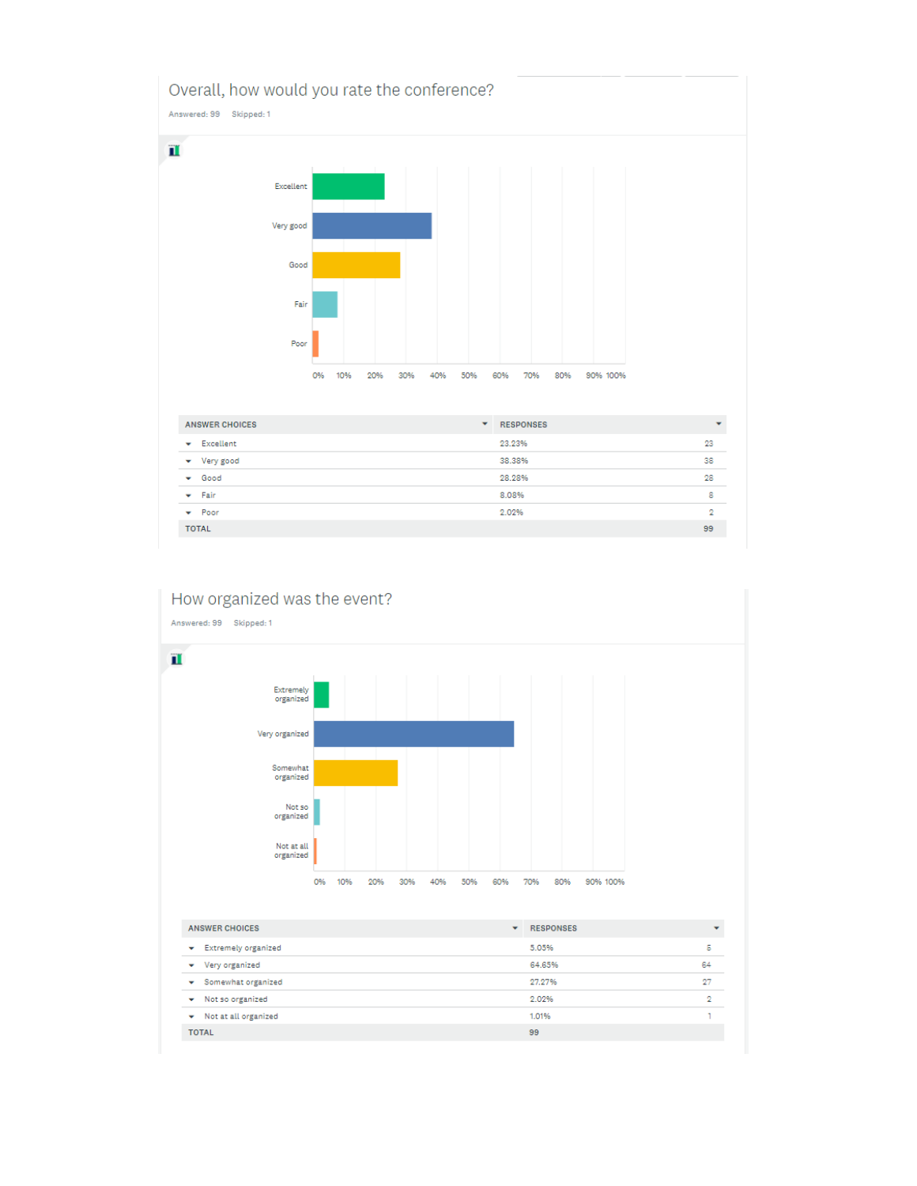## Overall, how would you rate the conference?

Answered: 99 Skipped: 1

| ANSWER CHOICES | RESPONSES | |
|---|---|---|
| Excellent | 23.23% | 23 |
| Very good | 38.38% | 38 |
| Good | 28.28% | 28 |
| Fair | 8.08% | 8 |
| Poor | 2.02% | 2 |
| TOTAL | | 99 |

## How organized was the event?

Answered: 99 Skipped: 1

| ANSWER CHOICES | RESPONSES | |
|---|---|---|
| Extremely organized | 5.05% | 5 |
| Very organized | 64.65% | 64 |
| Somewhat organized | 27.27% | 27 |
| Not so organized | 2.02% | 2 |
| Not at all organized | 1.01% | 1 |
| TOTAL | 99 | |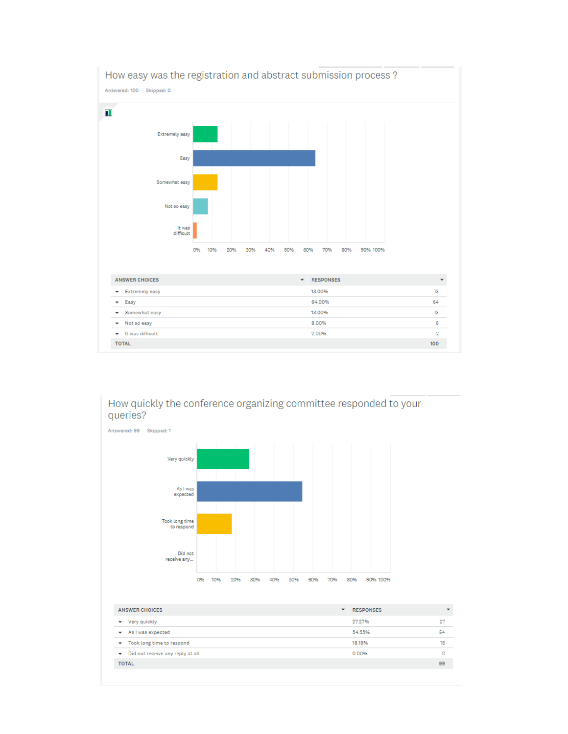## How easy was the registration and abstract submission process ?

Answered: 100 Skipped: 0

| ANSWER CHOICES | RESPONSES | |
|---|---|---|
| Extremely easy | 13.00% | 13 |
| Easy | 64.00% | 64 |
| Somewhat easy | 13.00% | 13 |
| Not so easy | 8.00% | 8 |
| It was difficult | 2.00% | 2 |
| TOTAL | | 100 |

## How quickly the conference organizing committee responded to your queries?

Answered: 99 Skipped: 1

| ANSWER CHOICES | RESPONSES | |
|---|---|---|
| Very quickly | 27.27% | 27 |
| As I was expected | 54.55% | 54 |
| Took long time to respond | 18.18% | 18 |
| Did not receive any reply at all | 0.00% | 0 |
| TOTAL | | 99 |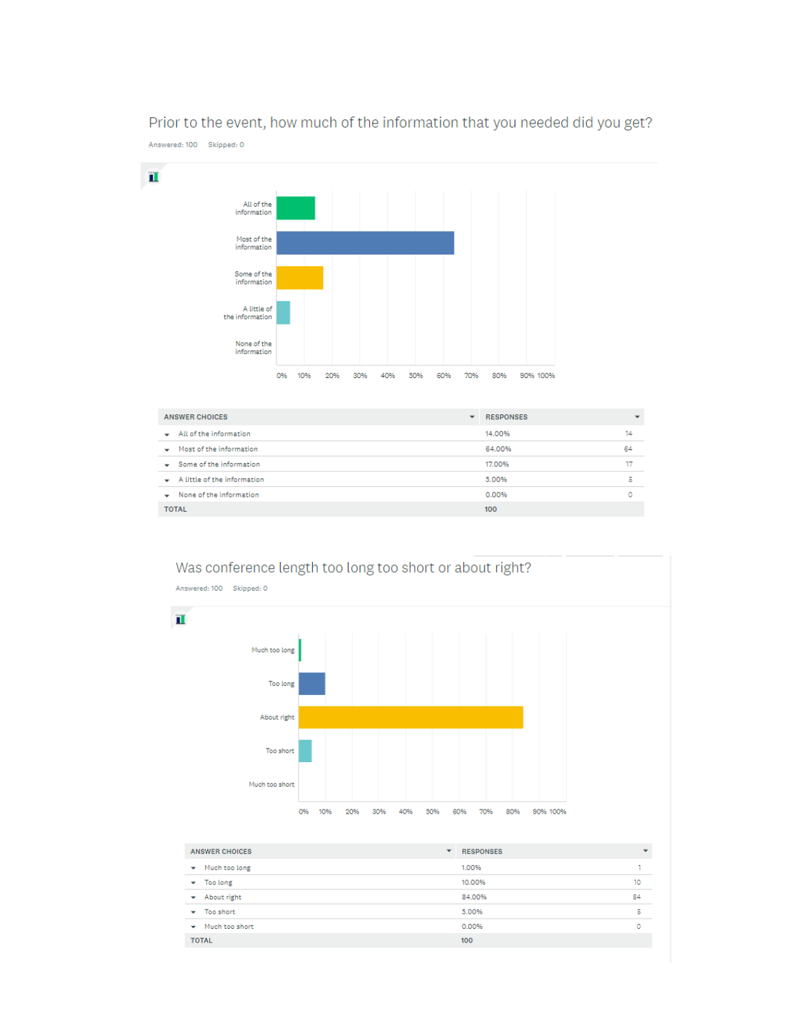## Prior to the event, how much of the information that you needed did you get?

Answered: 100    Skipped: 0

| ANSWER CHOICES | RESPONSES | |
|---|---|---|
| All of the information | 14.00% | 14 |
| Most of the information | 64.00% | 64 |
| Some of the information | 17.00% | 17 |
| A little of the information | 5.00% | 5 |
| None of the information | 0.00% | 0 |
| TOTAL | 100 | |

## Was conference length too long too short or about right?

Answered: 100    Skipped: 0

| ANSWER CHOICES | RESPONSES | |
|---|---|---|
| Much too long | 1.00% | 1 |
| Too long | 10.00% | 10 |
| About right | 84.00% | 84 |
| Too short | 5.00% | 5 |
| Much too short | 0.00% | 0 |
| TOTAL | 100 | |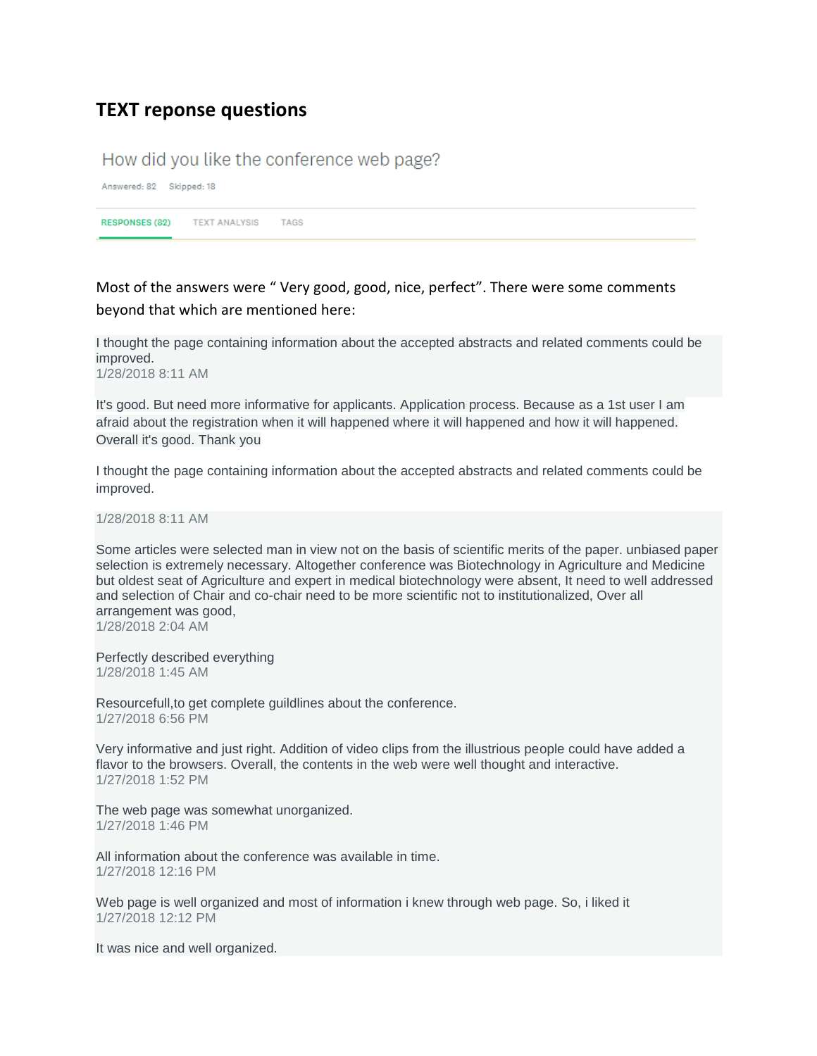# TEXT reponse questions

How did you like the conference web page?

Answered: 82 Skipped: 18

RESPONSES (82) TEXT ANALYSIS TAGS

Most of the answers were " Very good, good, nice, perfect". There were some comments beyond that which are mentioned here:

I thought the page containing information about the accepted abstracts and related comments could be improved.
1/28/2018 8:11 AM

It's good. But need more informative for applicants. Application process. Because as a 1st user I am afraid about the registration when it will happened where it will happened and how it will happened. Overall it's good. Thank you

I thought the page containing information about the accepted abstracts and related comments could be improved.

1/28/2018 8:11 AM

Some articles were selected man in view not on the basis of scientific merits of the paper. unbiased paper selection is extremely necessary. Altogether conference was Biotechnology in Agriculture and Medicine but oldest seat of Agriculture and expert in medical biotechnology were absent, It need to well addressed and selection of Chair and co-chair need to be more scientific not to institutionalized, Over all arrangement was good,
1/28/2018 2:04 AM

Perfectly described everything
1/28/2018 1:45 AM

Resourcefull,to get complete guildlines about the conference.
1/27/2018 6:56 PM

Very informative and just right. Addition of video clips from the illustrious people could have added a flavor to the browsers. Overall, the contents in the web were well thought and interactive.
1/27/2018 1:52 PM

The web page was somewhat unorganized.
1/27/2018 1:46 PM

All information about the conference was available in time.
1/27/2018 12:16 PM

Web page is well organized and most of information i knew through web page. So, i liked it
1/27/2018 12:12 PM

It was nice and well organized.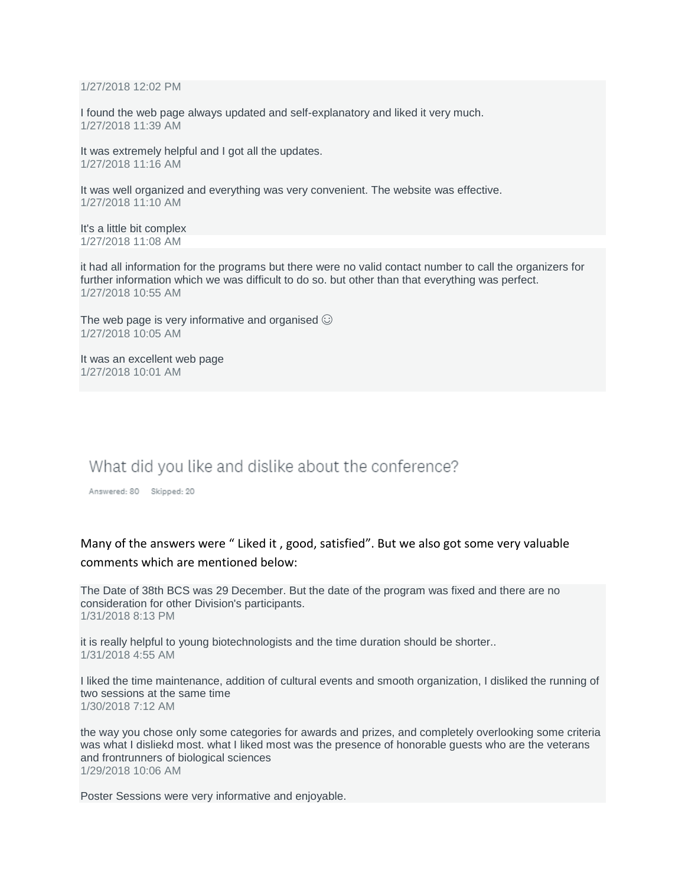1/27/2018 12:02 PM

I found the web page always updated and self-explanatory and liked it very much.
1/27/2018 11:39 AM

It was extremely helpful and I got all the updates.
1/27/2018 11:16 AM

It was well organized and everything was very convenient. The website was effective.
1/27/2018 11:10 AM

It's a little bit complex
1/27/2018 11:08 AM

it had all information for the programs but there were no valid contact number to call the organizers for further information which we was difficult to do so. but other than that everything was perfect.
1/27/2018 10:55 AM

The web page is very informative and organised ☺
1/27/2018 10:05 AM

It was an excellent web page
1/27/2018 10:01 AM

## What did you like and dislike about the conference?

Answered: 80 Skipped: 20

Many of the answers were " Liked it , good, satisfied". But we also got some very valuable comments which are mentioned below:

The Date of 38th BCS was 29 December. But the date of the program was fixed and there are no consideration for other Division's participants.
1/31/2018 8:13 PM

it is really helpful to young biotechnologists and the time duration should be shorter..
1/31/2018 4:55 AM

I liked the time maintenance, addition of cultural events and smooth organization, I disliked the running of two sessions at the same time
1/30/2018 7:12 AM

the way you chose only some categories for awards and prizes, and completely overlooking some criteria was what I disliekd most. what I liked most was the presence of honorable guests who are the veterans and frontrunners of biological sciences
1/29/2018 10:06 AM

Poster Sessions were very informative and enjoyable.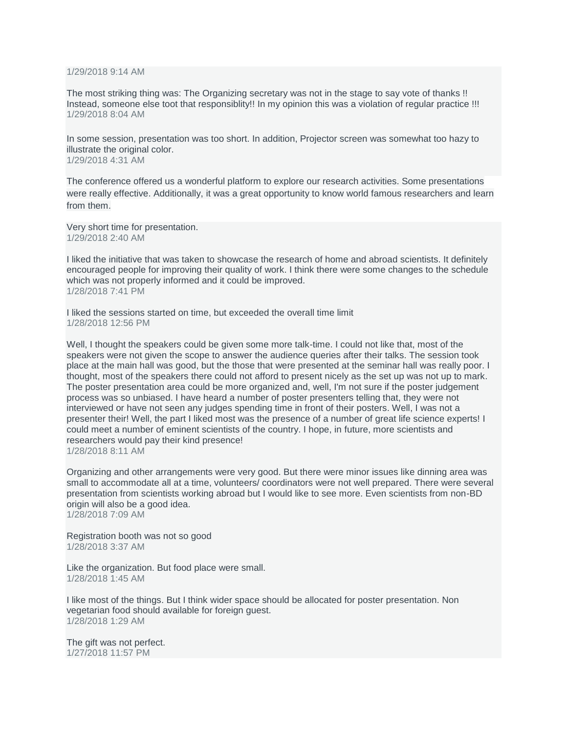1/29/2018 9:14 AM

The most striking thing was: The Organizing secretary was not in the stage to say vote of thanks !! Instead, someone else toot that responsiblity!! In my opinion this was a violation of regular practice !!!
1/29/2018 8:04 AM

In some session, presentation was too short. In addition, Projector screen was somewhat too hazy to illustrate the original color.
1/29/2018 4:31 AM

The conference offered us a wonderful platform to explore our research activities. Some presentations were really effective. Additionally, it was a great opportunity to know world famous researchers and learn from them.

Very short time for presentation.
1/29/2018 2:40 AM

I liked the initiative that was taken to showcase the research of home and abroad scientists. It definitely encouraged people for improving their quality of work. I think there were some changes to the schedule which was not properly informed and it could be improved.
1/28/2018 7:41 PM

I liked the sessions started on time, but exceeded the overall time limit
1/28/2018 12:56 PM

Well, I thought the speakers could be given some more talk-time. I could not like that, most of the speakers were not given the scope to answer the audience queries after their talks. The session took place at the main hall was good, but the those that were presented at the seminar hall was really poor. I thought, most of the speakers there could not afford to present nicely as the set up was not up to mark. The poster presentation area could be more organized and, well, I'm not sure if the poster judgement process was so unbiased. I have heard a number of poster presenters telling that, they were not interviewed or have not seen any judges spending time in front of their posters. Well, I was not a presenter their! Well, the part I liked most was the presence of a number of great life science experts! I could meet a number of eminent scientists of the country. I hope, in future, more scientists and researchers would pay their kind presence!
1/28/2018 8:11 AM

Organizing and other arrangements were very good. But there were minor issues like dinning area was small to accommodate all at a time, volunteers/ coordinators were not well prepared. There were several presentation from scientists working abroad but I would like to see more. Even scientists from non-BD origin will also be a good idea.
1/28/2018 7:09 AM

Registration booth was not so good
1/28/2018 3:37 AM

Like the organization. But food place were small.
1/28/2018 1:45 AM

I like most of the things. But I think wider space should be allocated for poster presentation. Non vegetarian food should available for foreign guest.
1/28/2018 1:29 AM

The gift was not perfect.
1/27/2018 11:57 PM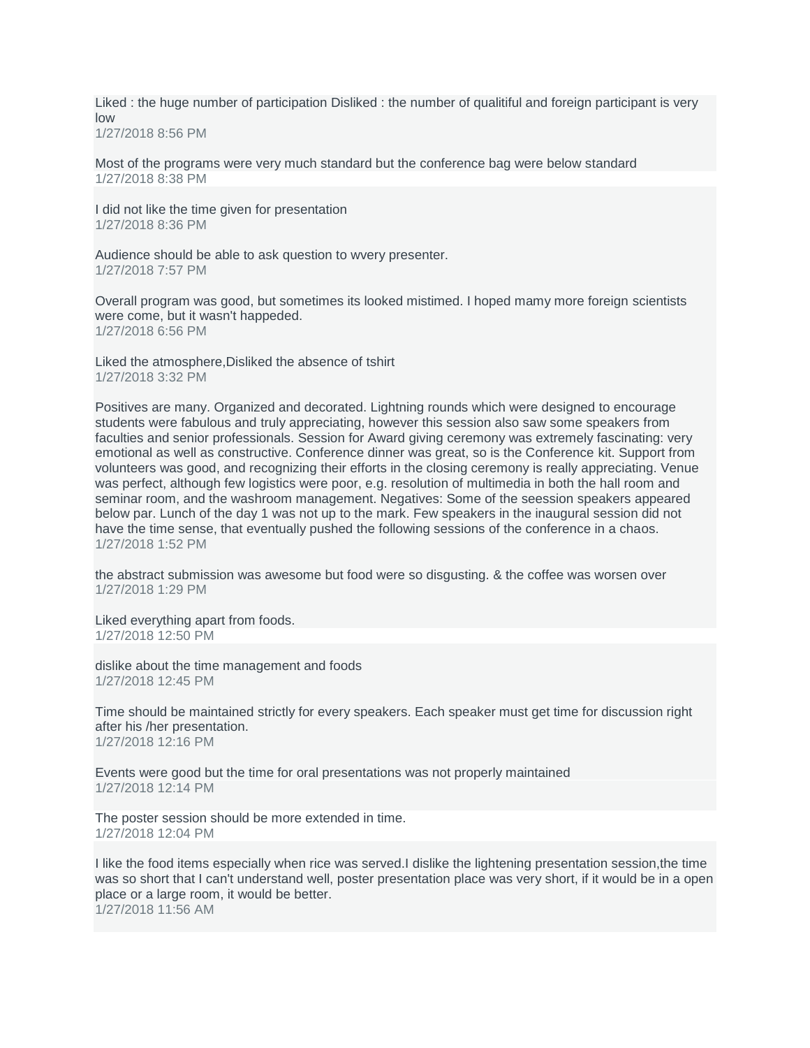Liked : the huge number of participation Disliked : the number of qualitiful and foreign participant is very low
1/27/2018 8:56 PM

Most of the programs were very much standard but the conference bag were below standard
1/27/2018 8:38 PM

I did not like the time given for presentation
1/27/2018 8:36 PM

Audience should be able to ask question to wvery presenter.
1/27/2018 7:57 PM

Overall program was good, but sometimes its looked mistimed. I hoped mamy more foreign scientists were come, but it wasn't happeded.
1/27/2018 6:56 PM

Liked the atmosphere,Disliked the absence of tshirt
1/27/2018 3:32 PM

Positives are many. Organized and decorated. Lightning rounds which were designed to encourage students were fabulous and truly appreciating, however this session also saw some speakers from faculties and senior professionals. Session for Award giving ceremony was extremely fascinating: very emotional as well as constructive. Conference dinner was great, so is the Conference kit. Support from volunteers was good, and recognizing their efforts in the closing ceremony is really appreciating. Venue was perfect, although few logistics were poor, e.g. resolution of multimedia in both the hall room and seminar room, and the washroom management. Negatives: Some of the seession speakers appeared below par. Lunch of the day 1 was not up to the mark. Few speakers in the inaugural session did not have the time sense, that eventually pushed the following sessions of the conference in a chaos.
1/27/2018 1:52 PM

the abstract submission was awesome but food were so disgusting. & the coffee was worsen over
1/27/2018 1:29 PM

Liked everything apart from foods.
1/27/2018 12:50 PM

dislike about the time management and foods
1/27/2018 12:45 PM

Time should be maintained strictly for every speakers. Each speaker must get time for discussion right after his /her presentation.
1/27/2018 12:16 PM

Events were good but the time for oral presentations was not properly maintained
1/27/2018 12:14 PM

The poster session should be more extended in time.
1/27/2018 12:04 PM

I like the food items especially when rice was served.I dislike the lightening presentation session,the time was so short that I can't understand well, poster presentation place was very short, if it would be in a open place or a large room, it would be better.
1/27/2018 11:56 AM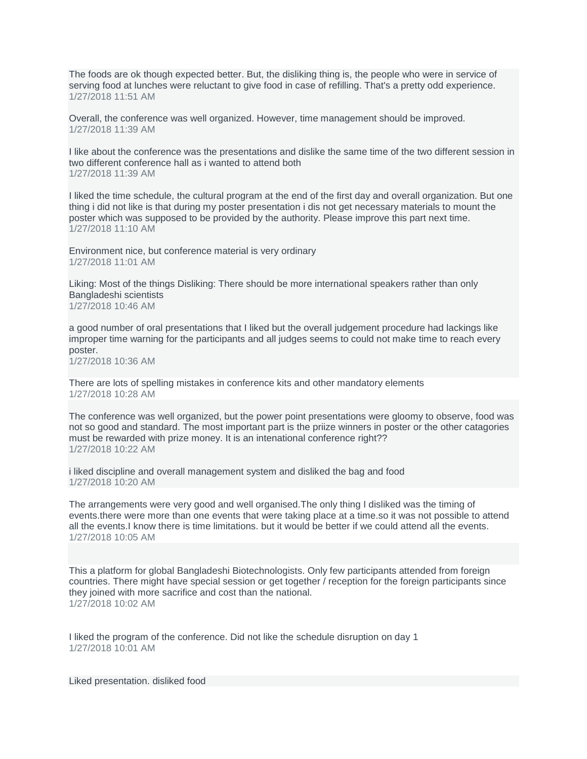The foods are ok though expected better. But, the disliking thing is, the people who were in service of serving food at lunches were reluctant to give food in case of refilling. That's a pretty odd experience.
1/27/2018 11:51 AM

Overall, the conference was well organized. However, time management should be improved.
1/27/2018 11:39 AM

I like about the conference was the presentations and dislike the same time of the two different session in two different conference hall as i wanted to attend both
1/27/2018 11:39 AM

I liked the time schedule, the cultural program at the end of the first day and overall organization. But one thing i did not like is that during my poster presentation i dis not get necessary materials to mount the poster which was supposed to be provided by the authority. Please improve this part next time.
1/27/2018 11:10 AM

Environment nice, but conference material is very ordinary
1/27/2018 11:01 AM

Liking: Most of the things Disliking: There should be more international speakers rather than only Bangladeshi scientists
1/27/2018 10:46 AM

a good number of oral presentations that I liked but the overall judgement procedure had lackings like improper time warning for the participants and all judges seems to could not make time to reach every poster.
1/27/2018 10:36 AM

There are lots of spelling mistakes in conference kits and other mandatory elements
1/27/2018 10:28 AM

The conference was well organized, but the power point presentations were gloomy to observe, food was not so good and standard. The most important part is the priize winners in poster or the other catagories must be rewarded with prize money. It is an intenational conference right??
1/27/2018 10:22 AM

i liked discipline and overall management system and disliked the bag and food
1/27/2018 10:20 AM

The arrangements were very good and well organised.The only thing I disliked was the timing of events.there were more than one events that were taking place at a time.so it was not possible to attend all the events.I know there is time limitations. but it would be better if we could attend all the events.
1/27/2018 10:05 AM

This a platform for global Bangladeshi Biotechnologists. Only few participants attended from foreign countries. There might have special session or get together / reception for the foreign participants since they joined with more sacrifice and cost than the national.
1/27/2018 10:02 AM

I liked the program of the conference. Did not like the schedule disruption on day 1
1/27/2018 10:01 AM

Liked presentation. disliked food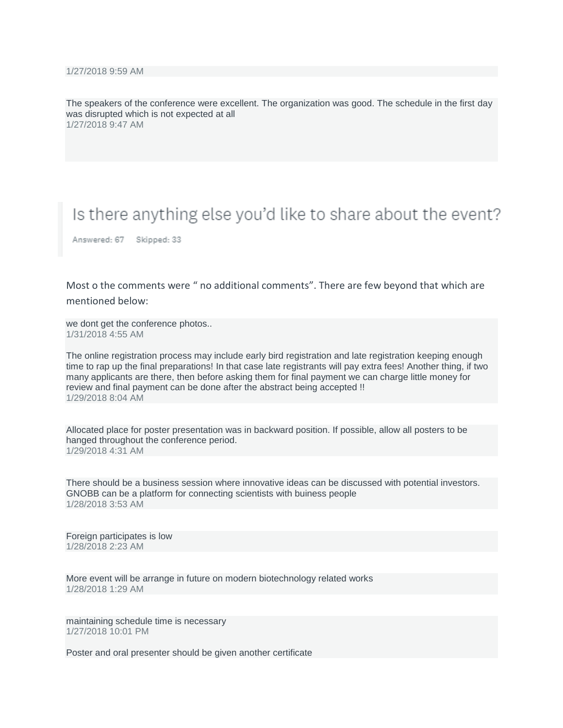1/27/2018 9:59 AM

The speakers of the conference were excellent. The organization was good. The schedule in the first day was disrupted which is not expected at all
1/27/2018 9:47 AM

## Is there anything else you'd like to share about the event?

Answered: 67 Skipped: 33

Most o the comments were " no additional comments". There are few beyond that which are mentioned below:

we dont get the conference photos..
1/31/2018 4:55 AM

The online registration process may include early bird registration and late registration keeping enough time to rap up the final preparations! In that case late registrants will pay extra fees! Another thing, if two many applicants are there, then before asking them for final payment we can charge little money for review and final payment can be done after the abstract being accepted !!
1/29/2018 8:04 AM

Allocated place for poster presentation was in backward position. If possible, allow all posters to be hanged throughout the conference period.
1/29/2018 4:31 AM

There should be a business session where innovative ideas can be discussed with potential investors. GNOBB can be a platform for connecting scientists with buiness people
1/28/2018 3:53 AM

Foreign participates is low
1/28/2018 2:23 AM

More event will be arrange in future on modern biotechnology related works
1/28/2018 1:29 AM

maintaining schedule time is necessary
1/27/2018 10:01 PM

Poster and oral presenter should be given another certificate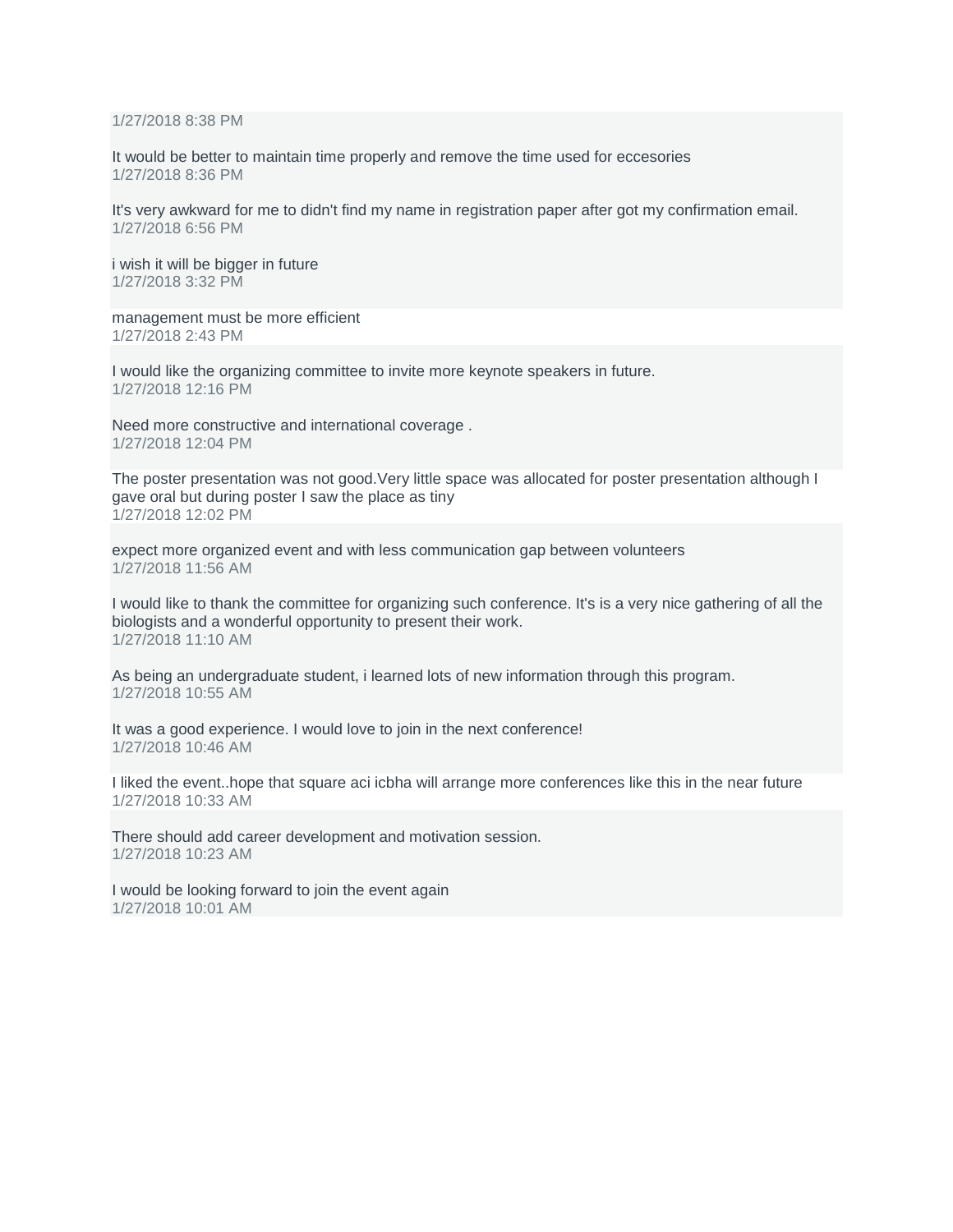1/27/2018 8:38 PM

It would be better to maintain time properly and remove the time used for eccesories
1/27/2018 8:36 PM

It's very awkward for me to didn't find my name in registration paper after got my confirmation email.
1/27/2018 6:56 PM

i wish it will be bigger in future
1/27/2018 3:32 PM

management must be more efficient
1/27/2018 2:43 PM

I would like the organizing committee to invite more keynote speakers in future.
1/27/2018 12:16 PM

Need more constructive and international coverage .
1/27/2018 12:04 PM

The poster presentation was not good.Very little space was allocated for poster presentation although I gave oral but during poster I saw the place as tiny
1/27/2018 12:02 PM

expect more organized event and with less communication gap between volunteers
1/27/2018 11:56 AM

I would like to thank the committee for organizing such conference. It's is a very nice gathering of all the biologists and a wonderful opportunity to present their work.
1/27/2018 11:10 AM

As being an undergraduate student, i learned lots of new information through this program.
1/27/2018 10:55 AM

It was a good experience. I would love to join in the next conference!
1/27/2018 10:46 AM

I liked the event..hope that square aci icbha will arrange more conferences like this in the near future
1/27/2018 10:33 AM

There should add career development and motivation session.
1/27/2018 10:23 AM

I would be looking forward to join the event again
1/27/2018 10:01 AM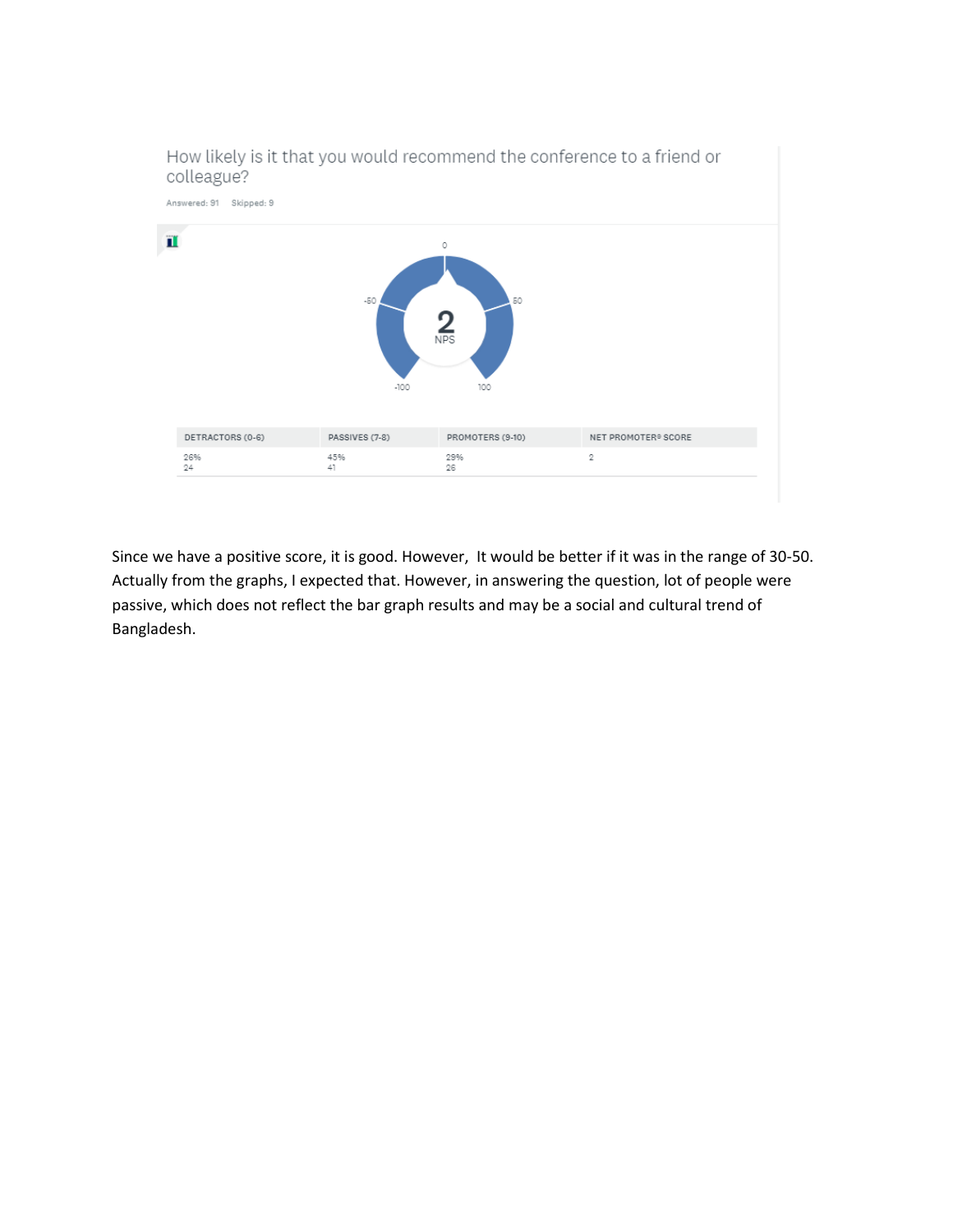How likely is it that you would recommend the conference to a friend or colleague?

Answered: 91 Skipped: 9

0

-50

50

2

NPS

-100

100

| DETRACTORS (0-6) | PASSIVES (7-8) | PROMOTERS (9-10) | NET PROMOTER® SCORE |
|---|---|---|---|
| 26%<br>24 | 45%<br>41 | 29%<br>26 | 2 |

Since we have a positive score, it is good. However, It would be better if it was in the range of 30-50. Actually from the graphs, I expected that. However, in answering the question, lot of people were passive, which does not reflect the bar graph results and may be a social and cultural trend of Bangladesh.